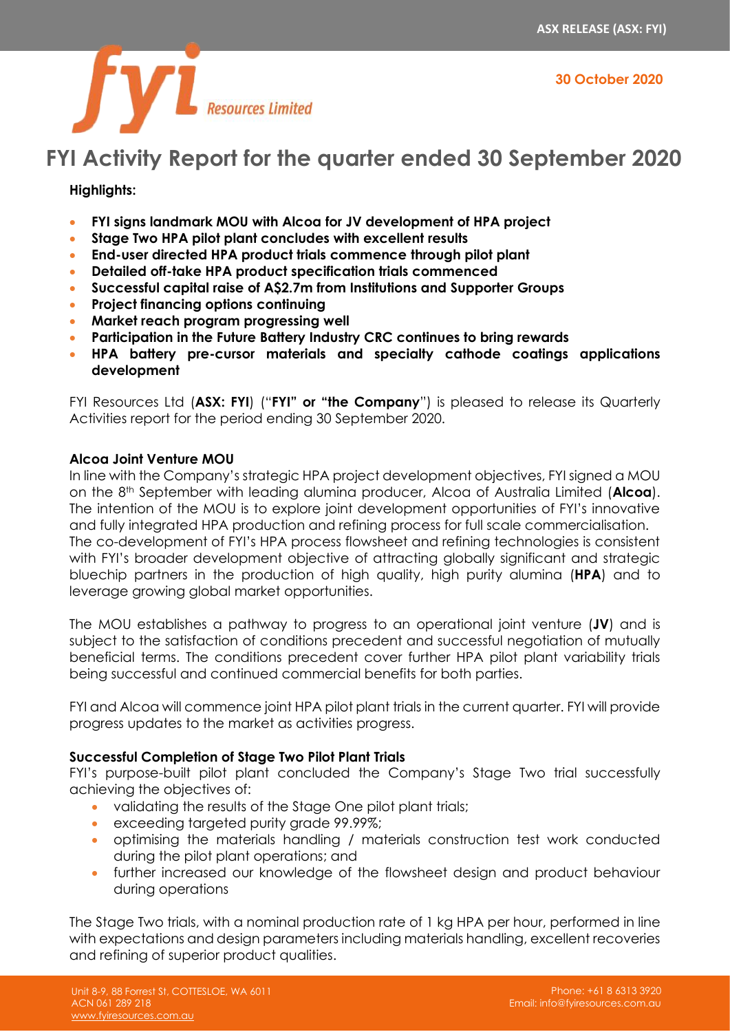ASX RELEASE (ASX: FYI)

30 October 2020

# FYI Activity Report for the quarter ended 30 September 2020

**Highlights:**

- **FYI signs landmark MOU with Alcoa for JV development of HPA project**
- **Stage Two HPA pilot plant concludes with excellent results**
- **End-user directed HPA product trials commence through pilot plant**
- **Detailed off-take HPA product specification trials commenced**
- **Successful capital raise of A$2.7m from Institutions and Supporter Groups**
- **Project financing options continuing**
- **Market reach program progressing well**
- **Participation in the Future Battery Industry CRC continues to bring rewards**
- **HPA battery pre-cursor materials and specialty cathode coatings applications development**

FYI Resources Ltd (**ASX: FYI**) ("**FYI" or "the Company**") is pleased to release its Quarterly Activities report for the period ending 30 September 2020.

### Alcoa Joint Venture MOU

In line with the Company's strategic HPA project development objectives, FYI signed a MOU on the 8th September with leading alumina producer, Alcoa of Australia Limited (**Alcoa**). The intention of the MOU is to explore joint development opportunities of FYI's innovative and fully integrated HPA production and refining process for full scale commercialisation. The co-development of FYI's HPA process flowsheet and refining technologies is consistent with FYI's broader development objective of attracting globally significant and strategic bluechip partners in the production of high quality, high purity alumina (**HPA**) and to leverage growing global market opportunities.

The MOU establishes a pathway to progress to an operational joint venture (**JV**) and is subject to the satisfaction of conditions precedent and successful negotiation of mutually beneficial terms. The conditions precedent cover further HPA pilot plant variability trials being successful and continued commercial benefits for both parties.

FYI and Alcoa will commence joint HPA pilot plant trials in the current quarter. FYI will provide progress updates to the market as activities progress.

### Successful Completion of Stage Two Pilot Plant Trials

FYI's purpose-built pilot plant concluded the Company's Stage Two trial successfully achieving the objectives of:

- validating the results of the Stage One pilot plant trials;
- exceeding targeted purity grade 99.99%;
- optimising the materials handling / materials construction test work conducted during the pilot plant operations; and
- further increased our knowledge of the flowsheet design and product behaviour during operations

The Stage Two trials, with a nominal production rate of 1 kg HPA per hour, performed in line with expectations and design parameters including materials handling, excellent recoveries and refining of superior product qualities.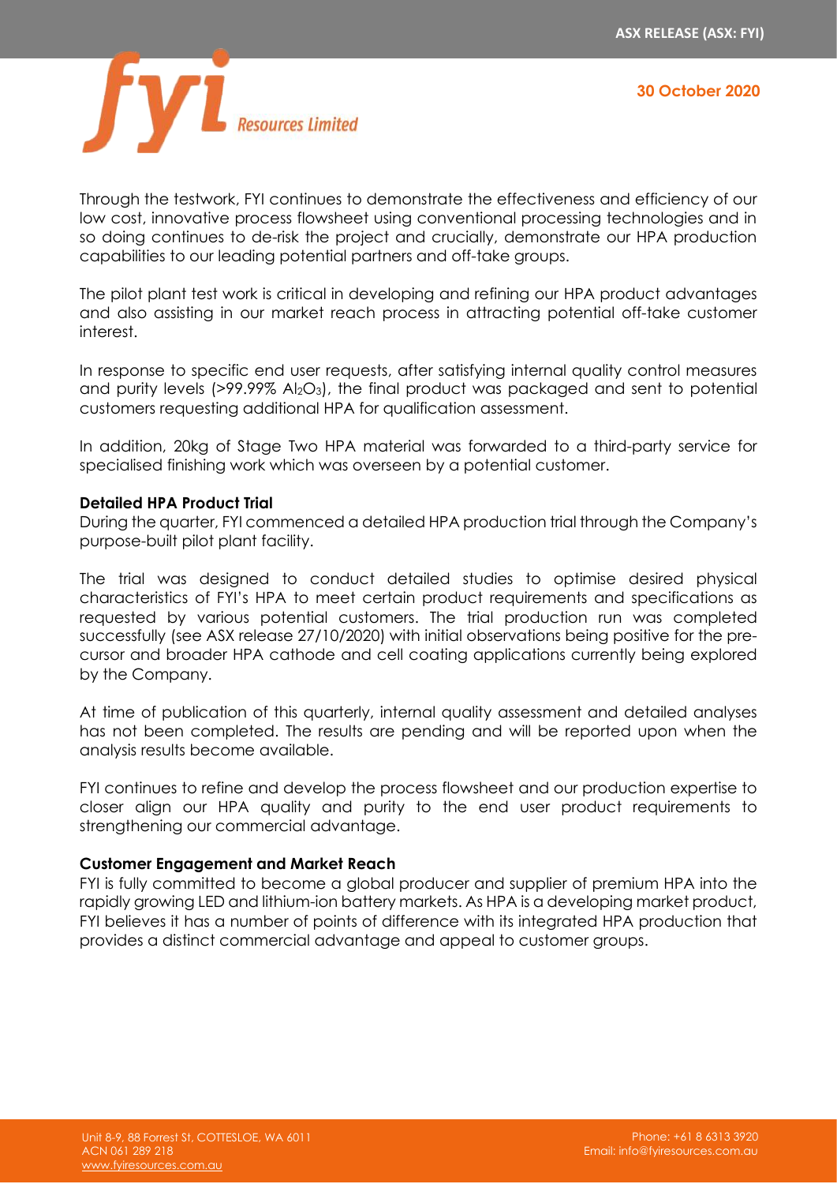Through the testwork, FYI continues to demonstrate the effectiveness and efficiency of our low cost, innovative process flowsheet using conventional processing technologies and in so doing continues to de-risk the project and crucially, demonstrate our HPA production capabilities to our leading potential partners and off-take groups.

The pilot plant test work is critical in developing and refining our HPA product advantages and also assisting in our market reach process in attracting potential off-take customer interest.

In response to specific end user requests, after satisfying internal quality control measures and purity levels (>99.99% $Al_2O_3$), the final product was packaged and sent to potential customers requesting additional HPA for qualification assessment.

In addition, 20kg of Stage Two HPA material was forwarded to a third-party service for specialised finishing work which was overseen by a potential customer.

**Detailed HPA Product Trial**

During the quarter, FYI commenced a detailed HPA production trial through the Company's purpose-built pilot plant facility.

The trial was designed to conduct detailed studies to optimise desired physical characteristics of FYI's HPA to meet certain product requirements and specifications as requested by various potential customers. The trial production run was completed successfully (see ASX release 27/10/2020) with initial observations being positive for the pre-cursor and broader HPA cathode and cell coating applications currently being explored by the Company.

At time of publication of this quarterly, internal quality assessment and detailed analyses has not been completed. The results are pending and will be reported upon when the analysis results become available.

FYI continues to refine and develop the process flowsheet and our production expertise to closer align our HPA quality and purity to the end user product requirements to strengthening our commercial advantage.

**Customer Engagement and Market Reach**

FYI is fully committed to become a global producer and supplier of premium HPA into the rapidly growing LED and lithium-ion battery markets. As HPA is a developing market product, FYI believes it has a number of points of difference with its integrated HPA production that provides a distinct commercial advantage and appeal to customer groups.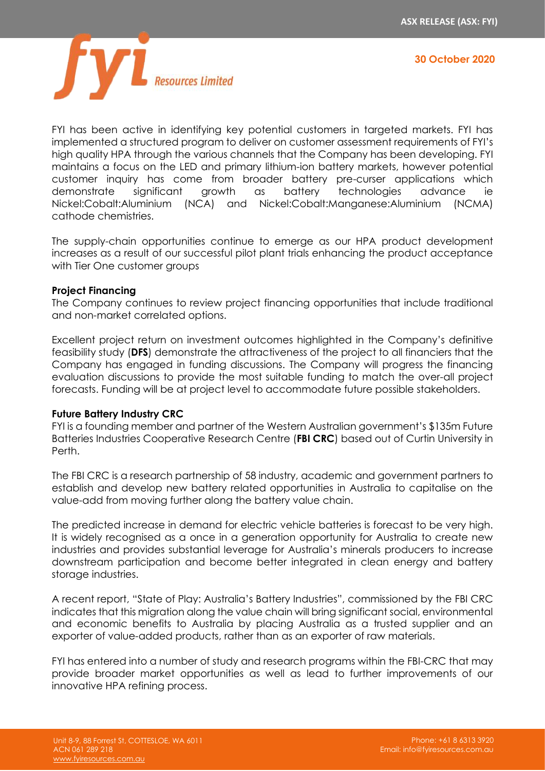FYI has been active in identifying key potential customers in targeted markets. FYI has implemented a structured program to deliver on customer assessment requirements of FYI's high quality HPA through the various channels that the Company has been developing. FYI maintains a focus on the LED and primary lithium-ion battery markets, however potential customer inquiry has come from broader battery pre-curser applications which demonstrate significant growth as battery technologies advance ie Nickel:Cobalt:Aluminium (NCA) and Nickel:Cobalt:Manganese:Aluminium (NCMA) cathode chemistries.

The supply-chain opportunities continue to emerge as our HPA product development increases as a result of our successful pilot plant trials enhancing the product acceptance with Tier One customer groups

**Project Financing**

The Company continues to review project financing opportunities that include traditional and non-market correlated options.

Excellent project return on investment outcomes highlighted in the Company's definitive feasibility study (**DFS**) demonstrate the attractiveness of the project to all financiers that the Company has engaged in funding discussions. The Company will progress the financing evaluation discussions to provide the most suitable funding to match the over-all project forecasts. Funding will be at project level to accommodate future possible stakeholders.

**Future Battery Industry CRC**

FYI is a founding member and partner of the Western Australian government's $135m Future Batteries Industries Cooperative Research Centre (**FBI CRC**) based out of Curtin University in Perth.

The FBI CRC is a research partnership of 58 industry, academic and government partners to establish and develop new battery related opportunities in Australia to capitalise on the value-add from moving further along the battery value chain.

The predicted increase in demand for electric vehicle batteries is forecast to be very high. It is widely recognised as a once in a generation opportunity for Australia to create new industries and provides substantial leverage for Australia's minerals producers to increase downstream participation and become better integrated in clean energy and battery storage industries.

A recent report, "State of Play: Australia's Battery Industries", commissioned by the FBI CRC indicates that this migration along the value chain will bring significant social, environmental and economic benefits to Australia by placing Australia as a trusted supplier and an exporter of value-added products, rather than as an exporter of raw materials.

FYI has entered into a number of study and research programs within the FBI-CRC that may provide broader market opportunities as well as lead to further improvements of our innovative HPA refining process.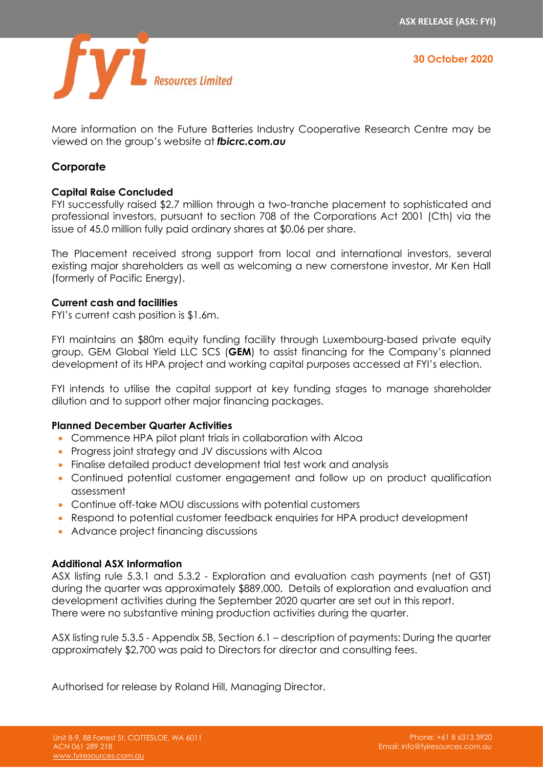More information on the Future Batteries Industry Cooperative Research Centre may be viewed on the group's website at ***fbicrc.com.au***

## Corporate

### Capital Raise Concluded

FYI successfully raised $2.7 million through a two-tranche placement to sophisticated and professional investors, pursuant to section 708 of the Corporations Act 2001 (Cth) via the issue of 45.0 million fully paid ordinary shares at $0.06 per share.

The Placement received strong support from local and international investors, several existing major shareholders as well as welcoming a new cornerstone investor, Mr Ken Hall (formerly of Pacific Energy).

### Current cash and facilities

FYI's current cash position is $1.6m.

FYI maintains an $80m equity funding facility through Luxembourg-based private equity group, GEM Global Yield LLC SCS (**GEM**) to assist financing for the Company's planned development of its HPA project and working capital purposes accessed at FYI's election.

FYI intends to utilise the capital support at key funding stages to manage shareholder dilution and to support other major financing packages.

### Planned December Quarter Activities

- Commence HPA pilot plant trials in collaboration with Alcoa
- Progress joint strategy and JV discussions with Alcoa
- Finalise detailed product development trial test work and analysis
- Continued potential customer engagement and follow up on product qualification assessment
- Continue off-take MOU discussions with potential customers
- Respond to potential customer feedback enquiries for HPA product development
- Advance project financing discussions

### Additional ASX Information

ASX listing rule 5.3.1 and 5.3.2 - Exploration and evaluation cash payments (net of GST) during the quarter was approximately $889,000. Details of exploration and evaluation and development activities during the September 2020 quarter are set out in this report. There were no substantive mining production activities during the quarter.

ASX listing rule 5.3.5 - Appendix 5B, Section 6.1 – description of payments: During the quarter approximately $2,700 was paid to Directors for director and consulting fees.

Authorised for release by Roland Hill, Managing Director.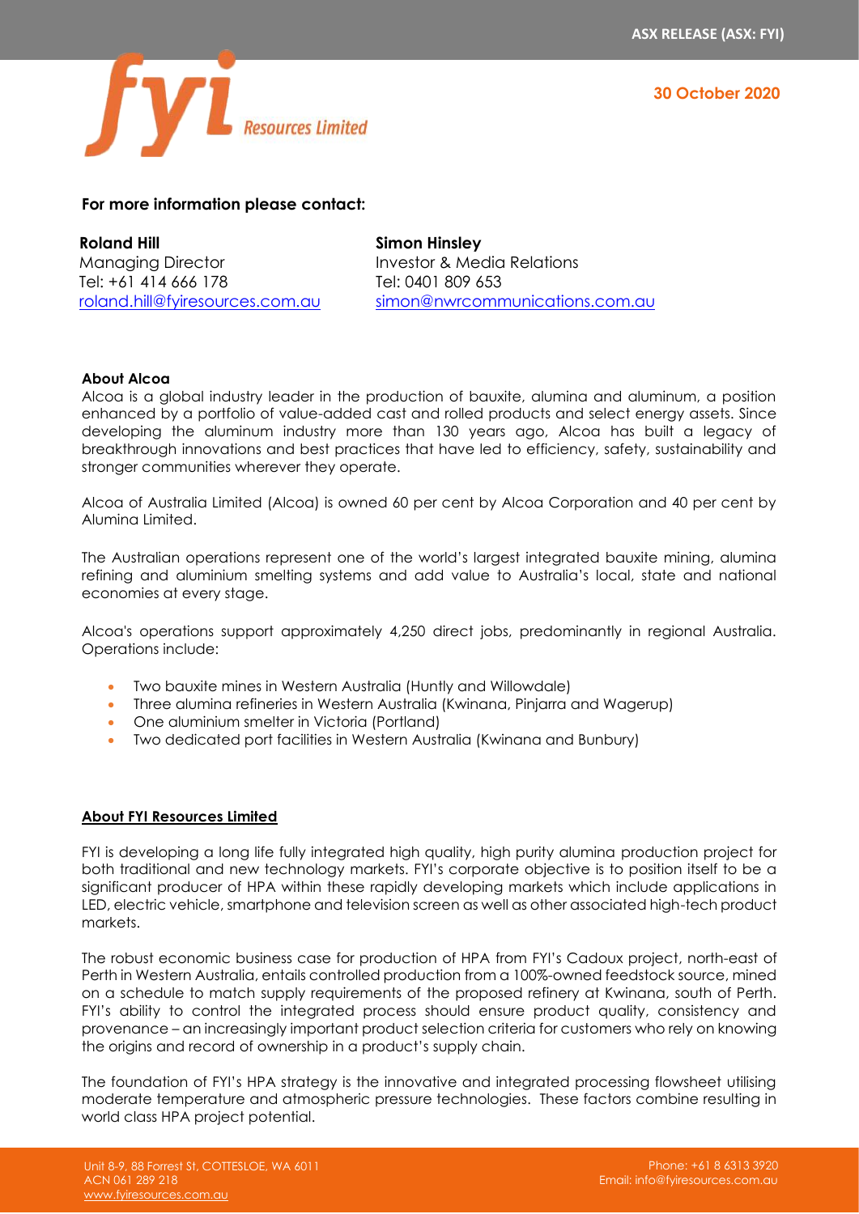**For more information please contact:**

**Roland Hill**
Managing Director
Tel: +61 414 666 178
roland.hill@fyiresources.com.au

**Simon Hinsley**
Investor & Media Relations
Tel: 0401 809 653
simon@nwrcommunications.com.au

**About Alcoa**

Alcoa is a global industry leader in the production of bauxite, alumina and aluminum, a position enhanced by a portfolio of value-added cast and rolled products and select energy assets. Since developing the aluminum industry more than 130 years ago, Alcoa has built a legacy of breakthrough innovations and best practices that have led to efficiency, safety, sustainability and stronger communities wherever they operate.

Alcoa of Australia Limited (Alcoa) is owned 60 per cent by Alcoa Corporation and 40 per cent by Alumina Limited.

The Australian operations represent one of the world's largest integrated bauxite mining, alumina refining and aluminium smelting systems and add value to Australia's local, state and national economies at every stage.

Alcoa's operations support approximately 4,250 direct jobs, predominantly in regional Australia. Operations include:

- Two bauxite mines in Western Australia (Huntly and Willowdale)
- Three alumina refineries in Western Australia (Kwinana, Pinjarra and Wagerup)
- One aluminium smelter in Victoria (Portland)
- Two dedicated port facilities in Western Australia (Kwinana and Bunbury)

**About FYI Resources Limited**

FYI is developing a long life fully integrated high quality, high purity alumina production project for both traditional and new technology markets. FYI's corporate objective is to position itself to be a significant producer of HPA within these rapidly developing markets which include applications in LED, electric vehicle, smartphone and television screen as well as other associated high-tech product markets.

The robust economic business case for production of HPA from FYI's Cadoux project, north-east of Perth in Western Australia, entails controlled production from a 100%-owned feedstock source, mined on a schedule to match supply requirements of the proposed refinery at Kwinana, south of Perth. FYI's ability to control the integrated process should ensure product quality, consistency and provenance – an increasingly important product selection criteria for customers who rely on knowing the origins and record of ownership in a product's supply chain.

The foundation of FYI's HPA strategy is the innovative and integrated processing flowsheet utilising moderate temperature and atmospheric pressure technologies. These factors combine resulting in world class HPA project potential.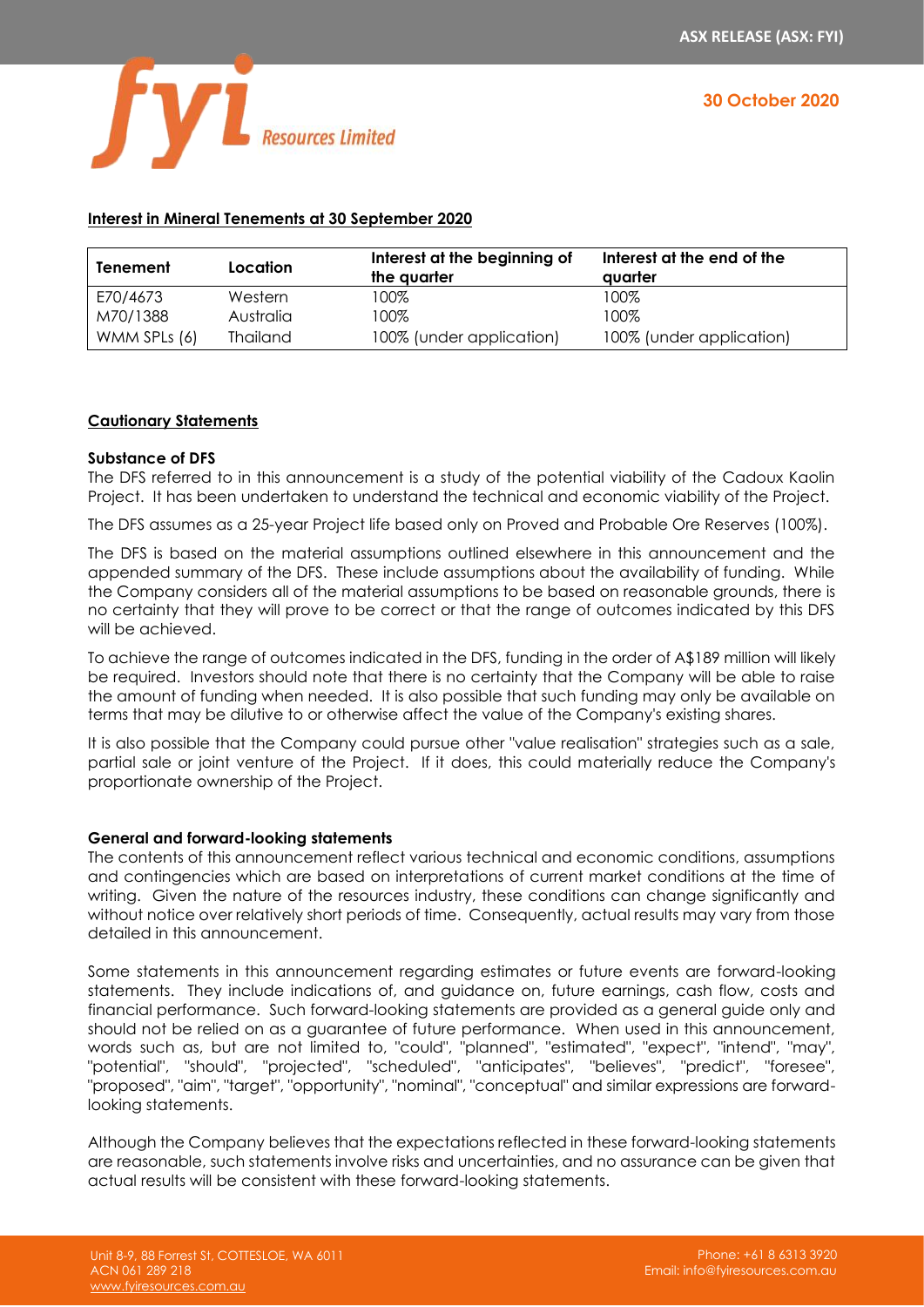**Interest in Mineral Tenements at 30 September 2020**

| Tenement | Location | Interest at the beginning of the quarter | Interest at the end of the quarter |
|---|---|---|---|
| E70/4673 | Western | 100% | 100% |
| M70/1388 | Australia | 100% | 100% |
| WMM SPLs (6) | Thailand | 100% (under application) | 100% (under application) |

**Cautionary Statements**

**Substance of DFS**

The DFS referred to in this announcement is a study of the potential viability of the Cadoux Kaolin Project. It has been undertaken to understand the technical and economic viability of the Project.

The DFS assumes as a 25-year Project life based only on Proved and Probable Ore Reserves (100%).

The DFS is based on the material assumptions outlined elsewhere in this announcement and the appended summary of the DFS. These include assumptions about the availability of funding. While the Company considers all of the material assumptions to be based on reasonable grounds, there is no certainty that they will prove to be correct or that the range of outcomes indicated by this DFS will be achieved.

To achieve the range of outcomes indicated in the DFS, funding in the order of A$189 million will likely be required. Investors should note that there is no certainty that the Company will be able to raise the amount of funding when needed. It is also possible that such funding may only be available on terms that may be dilutive to or otherwise affect the value of the Company's existing shares.

It is also possible that the Company could pursue other "value realisation" strategies such as a sale, partial sale or joint venture of the Project. If it does, this could materially reduce the Company's proportionate ownership of the Project.

**General and forward-looking statements**

The contents of this announcement reflect various technical and economic conditions, assumptions and contingencies which are based on interpretations of current market conditions at the time of writing. Given the nature of the resources industry, these conditions can change significantly and without notice over relatively short periods of time. Consequently, actual results may vary from those detailed in this announcement.

Some statements in this announcement regarding estimates or future events are forward-looking statements. They include indications of, and guidance on, future earnings, cash flow, costs and financial performance. Such forward-looking statements are provided as a general guide only and should not be relied on as a guarantee of future performance. When used in this announcement, words such as, but are not limited to, "could", "planned", "estimated", "expect", "intend", "may", "potential", "should", "projected", "scheduled", "anticipates", "believes", "predict", "foresee", "proposed", "aim", "target", "opportunity", "nominal", "conceptual" and similar expressions are forward-looking statements.

Although the Company believes that the expectations reflected in these forward-looking statements are reasonable, such statements involve risks and uncertainties, and no assurance can be given that actual results will be consistent with these forward-looking statements.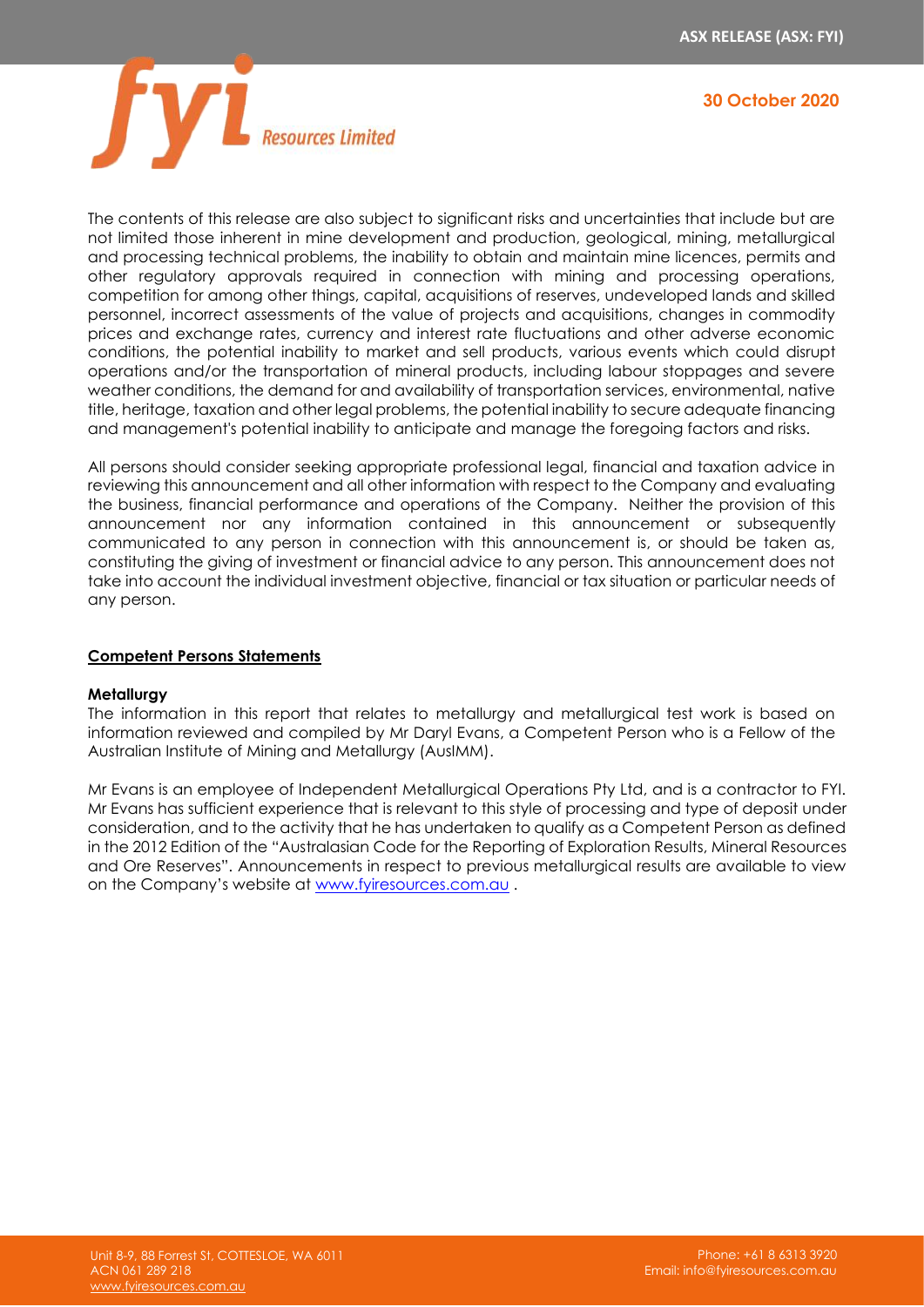The contents of this release are also subject to significant risks and uncertainties that include but are not limited those inherent in mine development and production, geological, mining, metallurgical and processing technical problems, the inability to obtain and maintain mine licences, permits and other regulatory approvals required in connection with mining and processing operations, competition for among other things, capital, acquisitions of reserves, undeveloped lands and skilled personnel, incorrect assessments of the value of projects and acquisitions, changes in commodity prices and exchange rates, currency and interest rate fluctuations and other adverse economic conditions, the potential inability to market and sell products, various events which could disrupt operations and/or the transportation of mineral products, including labour stoppages and severe weather conditions, the demand for and availability of transportation services, environmental, native title, heritage, taxation and other legal problems, the potential inability to secure adequate financing and management's potential inability to anticipate and manage the foregoing factors and risks.

All persons should consider seeking appropriate professional legal, financial and taxation advice in reviewing this announcement and all other information with respect to the Company and evaluating the business, financial performance and operations of the Company. Neither the provision of this announcement nor any information contained in this announcement or subsequently communicated to any person in connection with this announcement is, or should be taken as, constituting the giving of investment or financial advice to any person. This announcement does not take into account the individual investment objective, financial or tax situation or particular needs of any person.

## Competent Persons Statements

### Metallurgy

The information in this report that relates to metallurgy and metallurgical test work is based on information reviewed and compiled by Mr Daryl Evans, a Competent Person who is a Fellow of the Australian Institute of Mining and Metallurgy (AusIMM).

Mr Evans is an employee of Independent Metallurgical Operations Pty Ltd, and is a contractor to FYI. Mr Evans has sufficient experience that is relevant to this style of processing and type of deposit under consideration, and to the activity that he has undertaken to qualify as a Competent Person as defined in the 2012 Edition of the "Australasian Code for the Reporting of Exploration Results, Mineral Resources and Ore Reserves". Announcements in respect to previous metallurgical results are available to view on the Company's website at www.fyiresources.com.au .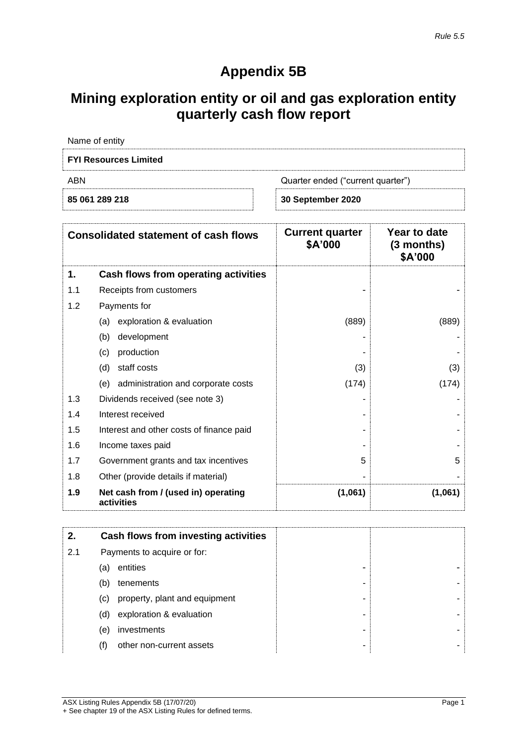*Rule 5.5*

# Appendix 5B

# Mining exploration entity or oil and gas exploration entity quarterly cash flow report

Name of entity

| **FYI Resources Limited** | |
|---|---|
| ABN | Quarter ended ("current quarter") |
| **85 061 289 218** | **30 September 2020** |

| | **Consolidated statement of cash flows** | **Current quarter \$A'000** | **Year to date (3 months) \$A'000** |
|---|---|---|---|
| **1.** | **Cash flows from operating activities** | | |
| 1.1 | Receipts from customers | - | - |
| 1.2 | Payments for | | |
| | (a) exploration & evaluation | (889) | (889) |
| | (b) development | - | - |
| | (c) production | - | - |
| | (d) staff costs | (3) | (3) |
| | (e) administration and corporate costs | (174) | (174) |
| 1.3 | Dividends received (see note 3) | - | - |
| 1.4 | Interest received | - | - |
| 1.5 | Interest and other costs of finance paid | - | - |
| 1.6 | Income taxes paid | - | - |
| 1.7 | Government grants and tax incentives | 5 | 5 |
| 1.8 | Other (provide details if material) | - | - |
| **1.9** | **Net cash from / (used in) operating activities** | **(1,061)** | **(1,061)** |

| **2.** | **Cash flows from investing activities** | | |
|---|---|---|---|
| 2.1 | Payments to acquire or for: | | |
| | (a) entities | - | - |
| | (b) tenements | - | - |
| | (c) property, plant and equipment | - | - |
| | (d) exploration & evaluation | - | - |
| | (e) investments | - | - |
| | (f) other non-current assets | - | - |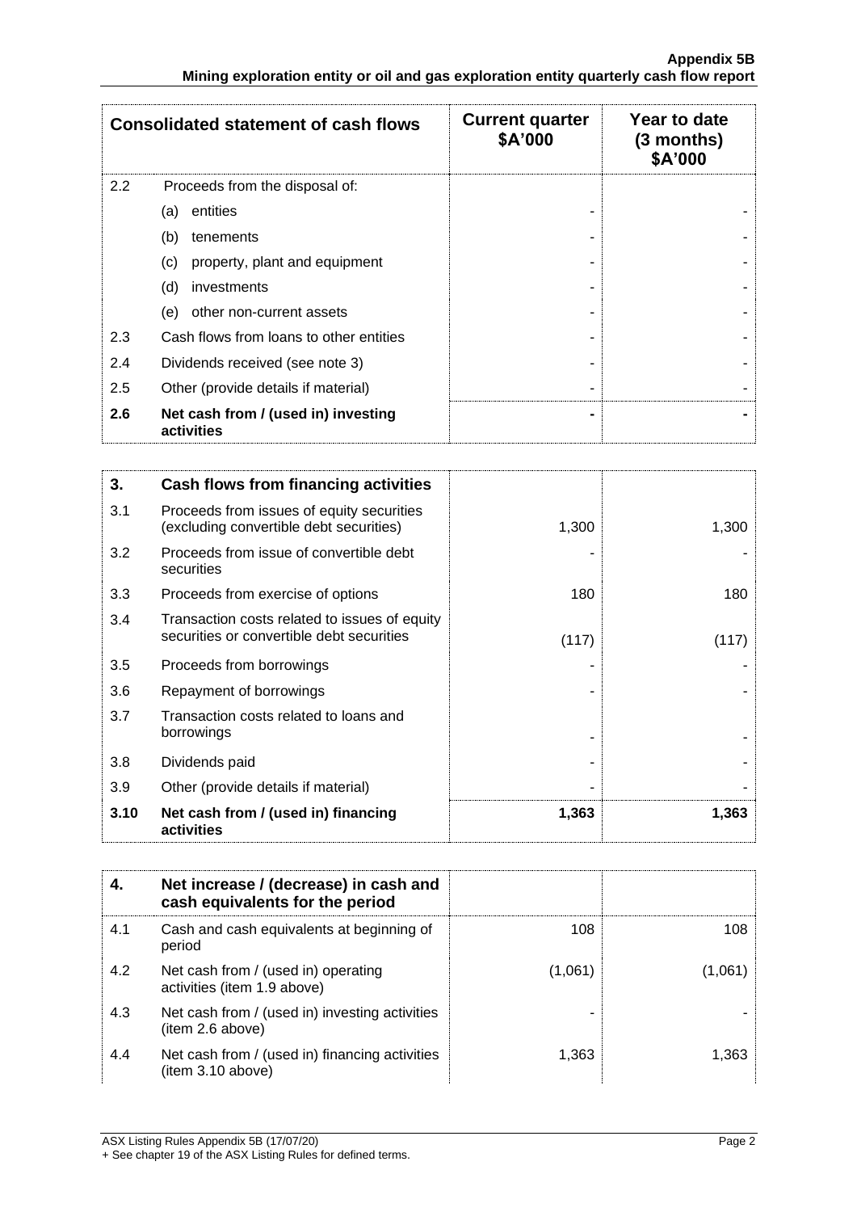| Consolidated statement of cash flows | | Current quarter \$A'000 | Year to date (3 months) \$A'000 |
|---|---|---|---|
| 2.2 | Proceeds from the disposal of: | | |
| | (a) entities | - | - |
| | (b) tenements | - | - |
| | (c) property, plant and equipment | - | - |
| | (d) investments | - | - |
| | (e) other non-current assets | - | - |
| 2.3 | Cash flows from loans to other entities | - | - |
| 2.4 | Dividends received (see note 3) | - | - |
| 2.5 | Other (provide details if material) | - | - |
| **2.6** | **Net cash from / (used in) investing activities** | **-** | **-** |

| **3.** | **Cash flows from financing activities** | | |
|---|---|---|---|
| 3.1 | Proceeds from issues of equity securities (excluding convertible debt securities) | 1,300 | 1,300 |
| 3.2 | Proceeds from issue of convertible debt securities | - | - |
| 3.3 | Proceeds from exercise of options | 180 | 180 |
| 3.4 | Transaction costs related to issues of equity securities or convertible debt securities | (117) | (117) |
| 3.5 | Proceeds from borrowings | - | - |
| 3.6 | Repayment of borrowings | - | - |
| 3.7 | Transaction costs related to loans and borrowings | - | - |
| 3.8 | Dividends paid | - | - |
| 3.9 | Other (provide details if material) | - | - |
| **3.10** | **Net cash from / (used in) financing activities** | **1,363** | **1,363** |

| **4.** | **Net increase / (decrease) in cash and cash equivalents for the period** | | |
|---|---|---|---|
| 4.1 | Cash and cash equivalents at beginning of period | 108 | 108 |
| 4.2 | Net cash from / (used in) operating activities (item 1.9 above) | (1,061) | (1,061) |
| 4.3 | Net cash from / (used in) investing activities (item 2.6 above) | - | - |
| 4.4 | Net cash from / (used in) financing activities (item 3.10 above) | 1,363 | 1,363 |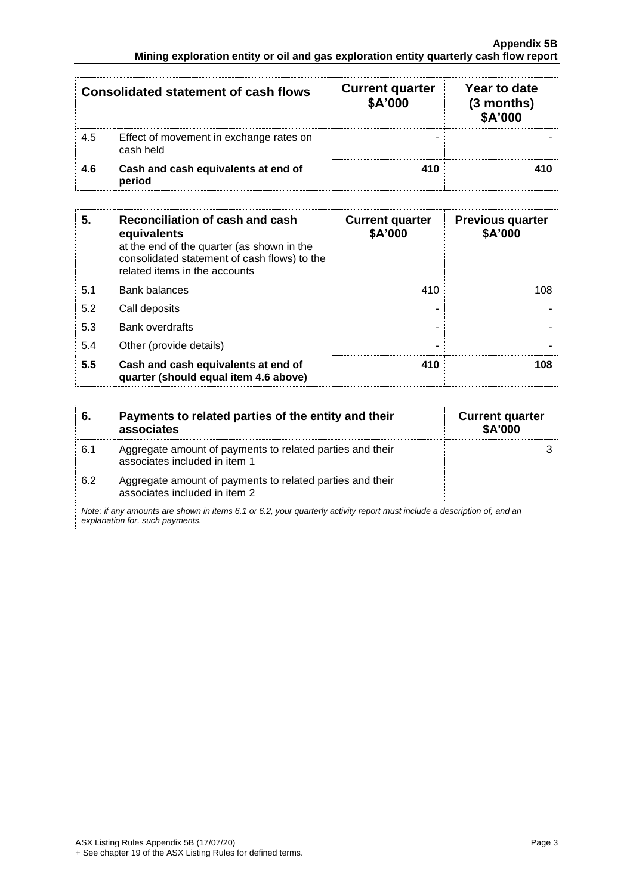| Consolidated statement of cash flows | | Current quarter $A'000 | Year to date (3 months) $A'000 |
|---|---|---|---|
| 4.5 | Effect of movement in exchange rates on cash held | - | - |
| **4.6** | **Cash and cash equivalents at end of period** | **410** | **410** |

| **5.** | **Reconciliation of cash and cash equivalents** at the end of the quarter (as shown in the consolidated statement of cash flows) to the related items in the accounts | **Current quarter $A'000** | **Previous quarter $A'000** |
|---|---|---|---|
| 5.1 | Bank balances | 410 | 108 |
| 5.2 | Call deposits | - | - |
| 5.3 | Bank overdrafts | - | - |
| 5.4 | Other (provide details) | - | - |
| **5.5** | **Cash and cash equivalents at end of quarter (should equal item 4.6 above)** | **410** | **108** |

| **6.** | **Payments to related parties of the entity and their associates** | **Current quarter $A'000** |
|---|---|---|
| 6.1 | Aggregate amount of payments to related parties and their associates included in item 1 | 3 |
| 6.2 | Aggregate amount of payments to related parties and their associates included in item 2 | |

*Note: if any amounts are shown in items 6.1 or 6.2, your quarterly activity report must include a description of, and an explanation for, such payments.*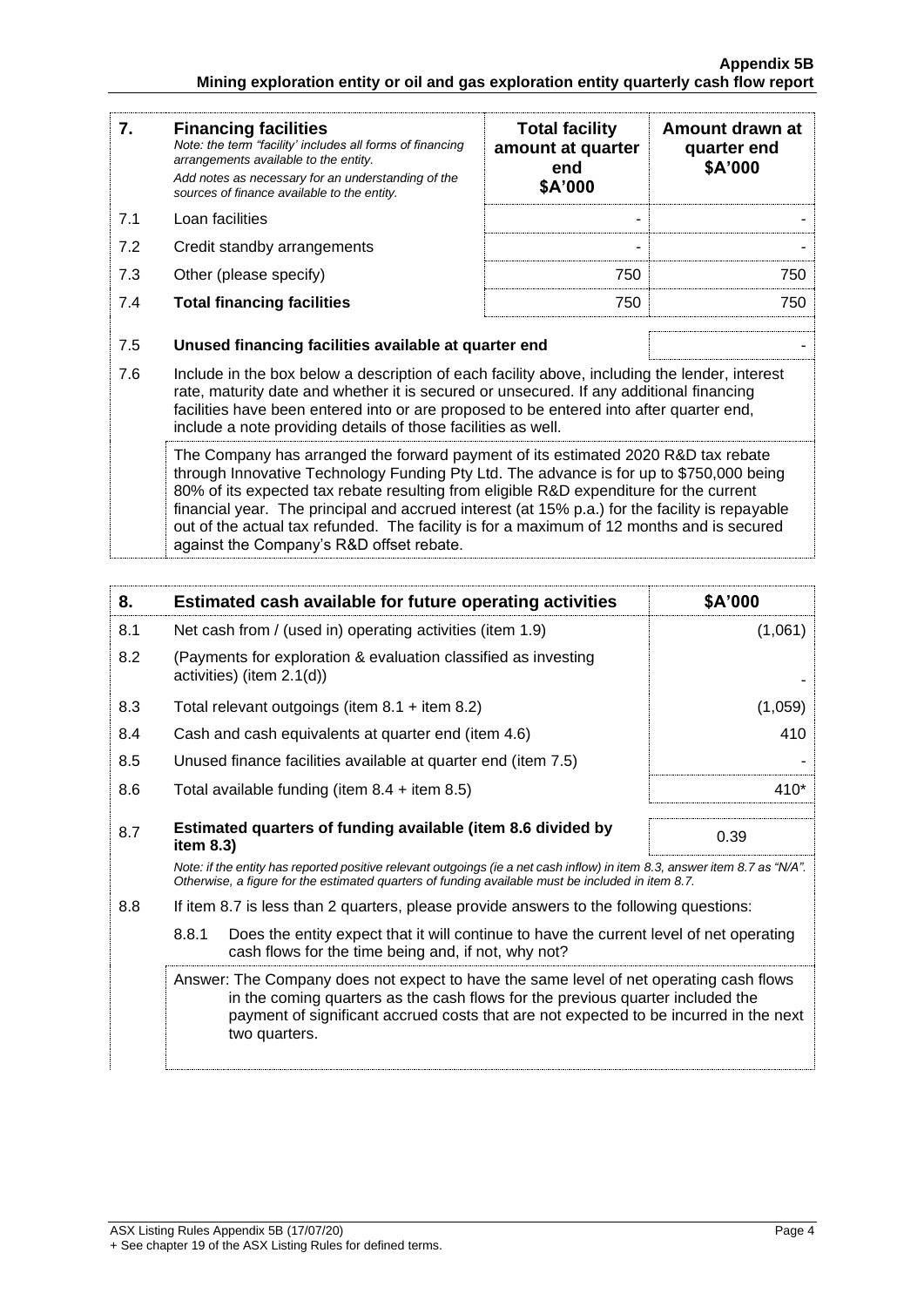| 7. | **Financing facilities** *Note: the term "facility' includes all forms of financing arrangements available to the entity.* *Add notes as necessary for an understanding of the sources of finance available to the entity.* | **Total facility amount at quarter end $A'000** | **Amount drawn at quarter end $A'000** |
|---|---|---|---|
| 7.1 | Loan facilities | - | - |
| 7.2 | Credit standby arrangements | - | - |
| 7.3 | Other (please specify) | 750 | 750 |
| 7.4 | **Total financing facilities** | 750 | 750 |

| | | |
|---|---|---|
| 7.5 | **Unused financing facilities available at quarter end** | - |

7.6 Include in the box below a description of each facility above, including the lender, interest rate, maturity date and whether it is secured or unsecured. If any additional financing facilities have been entered into or are proposed to be entered into after quarter end, include a note providing details of those facilities as well.

The Company has arranged the forward payment of its estimated 2020 R&D tax rebate through Innovative Technology Funding Pty Ltd. The advance is for up to $750,000 being 80% of its expected tax rebate resulting from eligible R&D expenditure for the current financial year. The principal and accrued interest (at 15% p.a.) for the facility is repayable out of the actual tax refunded. The facility is for a maximum of 12 months and is secured against the Company's R&D offset rebate.

| 8. | **Estimated cash available for future operating activities** | **$A'000** |
|---|---|---|
| 8.1 | Net cash from / (used in) operating activities (item 1.9) | (1,061) |
| 8.2 | (Payments for exploration & evaluation classified as investing activities) (item 2.1(d)) | - |
| 8.3 | Total relevant outgoings (item 8.1 + item 8.2) | (1,059) |
| 8.4 | Cash and cash equivalents at quarter end (item 4.6) | 410 |
| 8.5 | Unused finance facilities available at quarter end (item 7.5) | - |
| 8.6 | Total available funding (item 8.4 + item 8.5) | 410* |
| 8.7 | **Estimated quarters of funding available (item 8.6 divided by item 8.3)** | 0.39 |

*Note: if the entity has reported positive relevant outgoings (ie a net cash inflow) in item 8.3, answer item 8.7 as "N/A". Otherwise, a figure for the estimated quarters of funding available must be included in item 8.7.*

8.8 If item 8.7 is less than 2 quarters, please provide answers to the following questions:

8.8.1 Does the entity expect that it will continue to have the current level of net operating cash flows for the time being and, if not, why not?

Answer: The Company does not expect to have the same level of net operating cash flows in the coming quarters as the cash flows for the previous quarter included the payment of significant accrued costs that are not expected to be incurred in the next two quarters.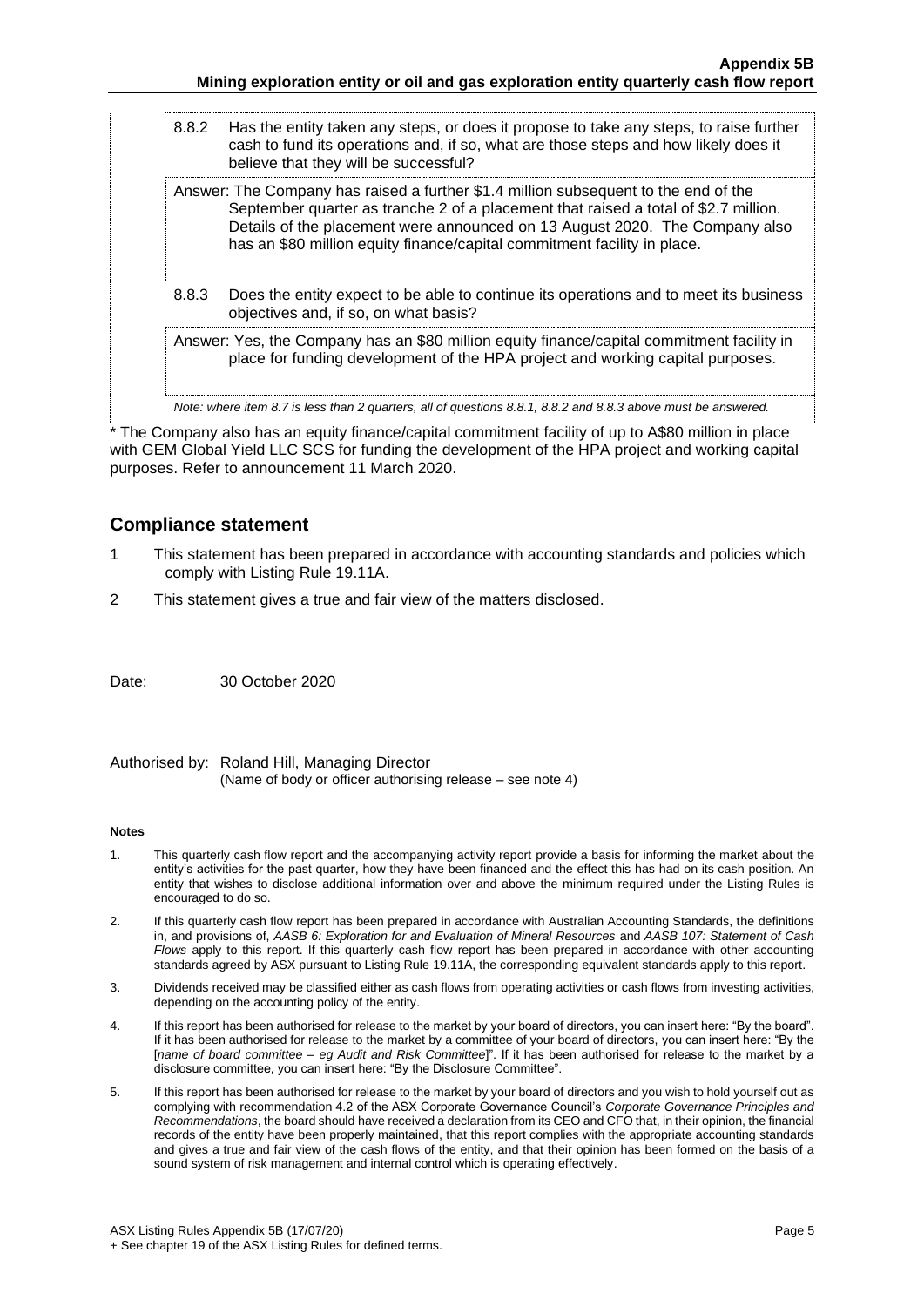| | |
|---|---|
| 8.8.2 | Has the entity taken any steps, or does it propose to take any steps, to raise further cash to fund its operations and, if so, what are those steps and how likely does it believe that they will be successful? |
| Answer: The Company has raised a further \$1.4 million subsequent to the end of the September quarter as tranche 2 of a placement that raised a total of \$2.7 million. Details of the placement were announced on 13 August 2020. The Company also has an \$80 million equity finance/capital commitment facility in place. | |
| 8.8.3 | Does the entity expect to be able to continue its operations and to meet its business objectives and, if so, on what basis? |
| Answer: Yes, the Company has an \$80 million equity finance/capital commitment facility in place for funding development of the HPA project and working capital purposes. | |

*Note: where item 8.7 is less than 2 quarters, all of questions 8.8.1, 8.8.2 and 8.8.3 above must be answered.*

* The Company also has an equity finance/capital commitment facility of up to A\$80 million in place with GEM Global Yield LLC SCS for funding the development of the HPA project and working capital purposes. Refer to announcement 11 March 2020.

## Compliance statement

1. This statement has been prepared in accordance with accounting standards and policies which comply with Listing Rule 19.11A.
2. This statement gives a true and fair view of the matters disclosed.

Date: 30 October 2020

Authorised by: Roland Hill, Managing Director
(Name of body or officer authorising release – see note 4)

**Notes**

1. This quarterly cash flow report and the accompanying activity report provide a basis for informing the market about the entity's activities for the past quarter, how they have been financed and the effect this has had on its cash position. An entity that wishes to disclose additional information over and above the minimum required under the Listing Rules is encouraged to do so.
2. If this quarterly cash flow report has been prepared in accordance with Australian Accounting Standards, the definitions in, and provisions of, *AASB 6: Exploration for and Evaluation of Mineral Resources* and *AASB 107: Statement of Cash Flows* apply to this report. If this quarterly cash flow report has been prepared in accordance with other accounting standards agreed by ASX pursuant to Listing Rule 19.11A, the corresponding equivalent standards apply to this report.
3. Dividends received may be classified either as cash flows from operating activities or cash flows from investing activities, depending on the accounting policy of the entity.
4. If this report has been authorised for release to the market by your board of directors, you can insert here: "By the board". If it has been authorised for release to the market by a committee of your board of directors, you can insert here: "By the [*name of board committee – eg Audit and Risk Committee*]". If it has been authorised for release to the market by a disclosure committee, you can insert here: "By the Disclosure Committee".
5. If this report has been authorised for release to the market by your board of directors and you wish to hold yourself out as complying with recommendation 4.2 of the ASX Corporate Governance Council's *Corporate Governance Principles and Recommendations*, the board should have received a declaration from its CEO and CFO that, in their opinion, the financial records of the entity have been properly maintained, that this report complies with the appropriate accounting standards and gives a true and fair view of the cash flows of the entity, and that their opinion has been formed on the basis of a sound system of risk management and internal control which is operating effectively.